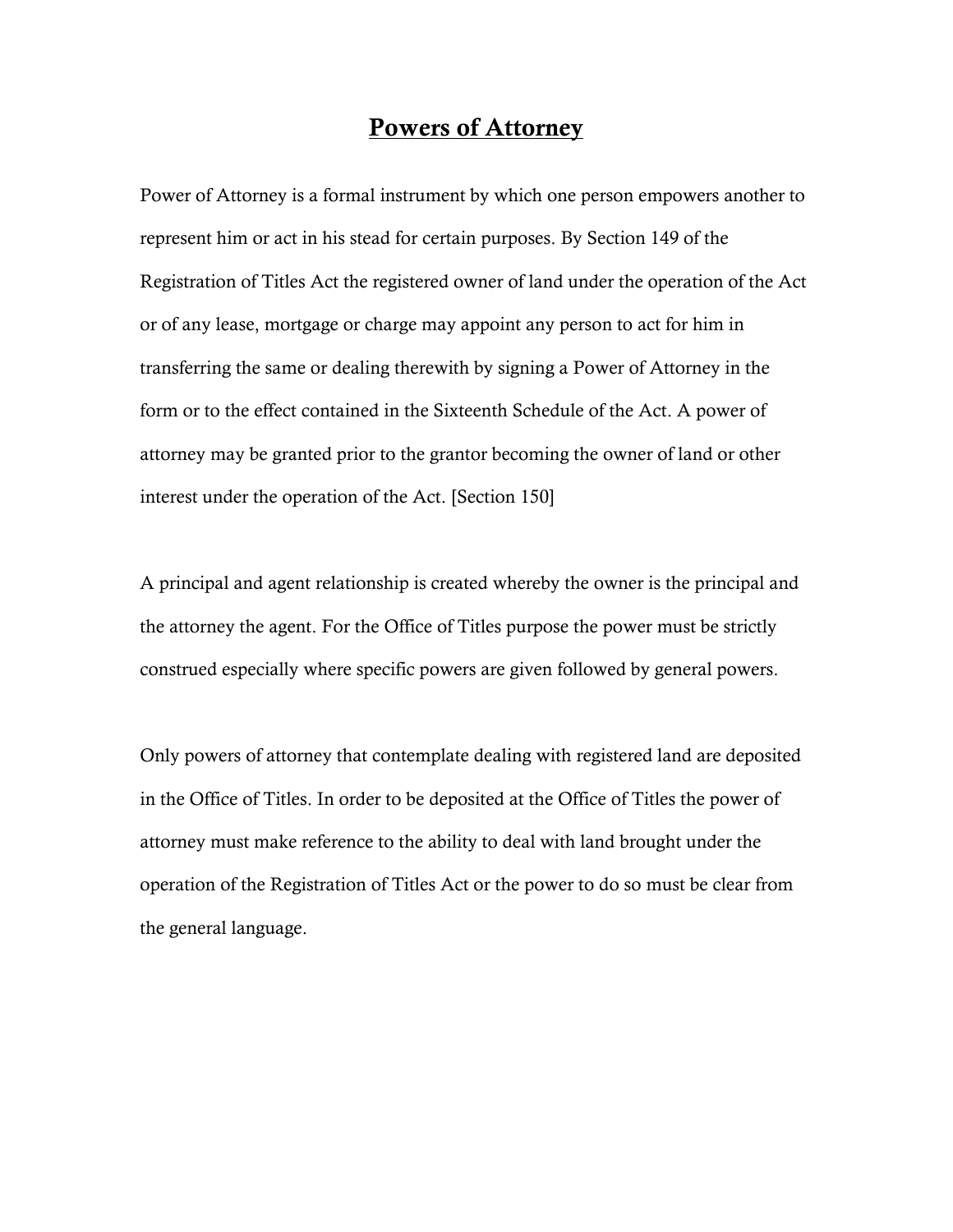# Powers of Attorney

Power of Attorney is a formal instrument by which one person empowers another to represent him or act in his stead for certain purposes. By Section 149 of the Registration of Titles Act the registered owner of land under the operation of the Act or of any lease, mortgage or charge may appoint any person to act for him in transferring the same or dealing therewith by signing a Power of Attorney in the form or to the effect contained in the Sixteenth Schedule of the Act. A power of attorney may be granted prior to the grantor becoming the owner of land or other interest under the operation of the Act. [Section 150]

A principal and agent relationship is created whereby the owner is the principal and the attorney the agent. For the Office of Titles purpose the power must be strictly construed especially where specific powers are given followed by general powers.

Only powers of attorney that contemplate dealing with registered land are deposited in the Office of Titles. In order to be deposited at the Office of Titles the power of attorney must make reference to the ability to deal with land brought under the operation of the Registration of Titles Act or the power to do so must be clear from the general language.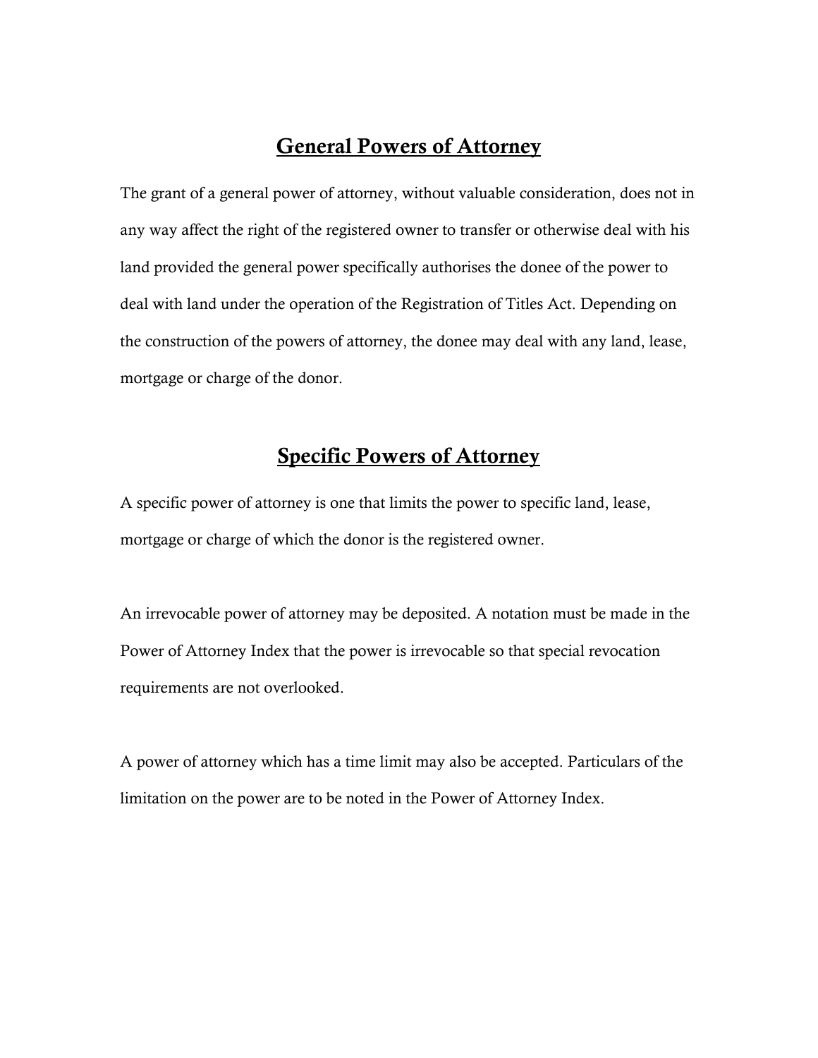## General Powers of Attorney

The grant of a general power of attorney, without valuable consideration, does not in any way affect the right of the registered owner to transfer or otherwise deal with his land provided the general power specifically authorises the donee of the power to deal with land under the operation of the Registration of Titles Act. Depending on the construction of the powers of attorney, the donee may deal with any land, lease, mortgage or charge of the donor.

## Specific Powers of Attorney

A specific power of attorney is one that limits the power to specific land, lease, mortgage or charge of which the donor is the registered owner.

An irrevocable power of attorney may be deposited. A notation must be made in the Power of Attorney Index that the power is irrevocable so that special revocation requirements are not overlooked.

A power of attorney which has a time limit may also be accepted. Particulars of the limitation on the power are to be noted in the Power of Attorney Index.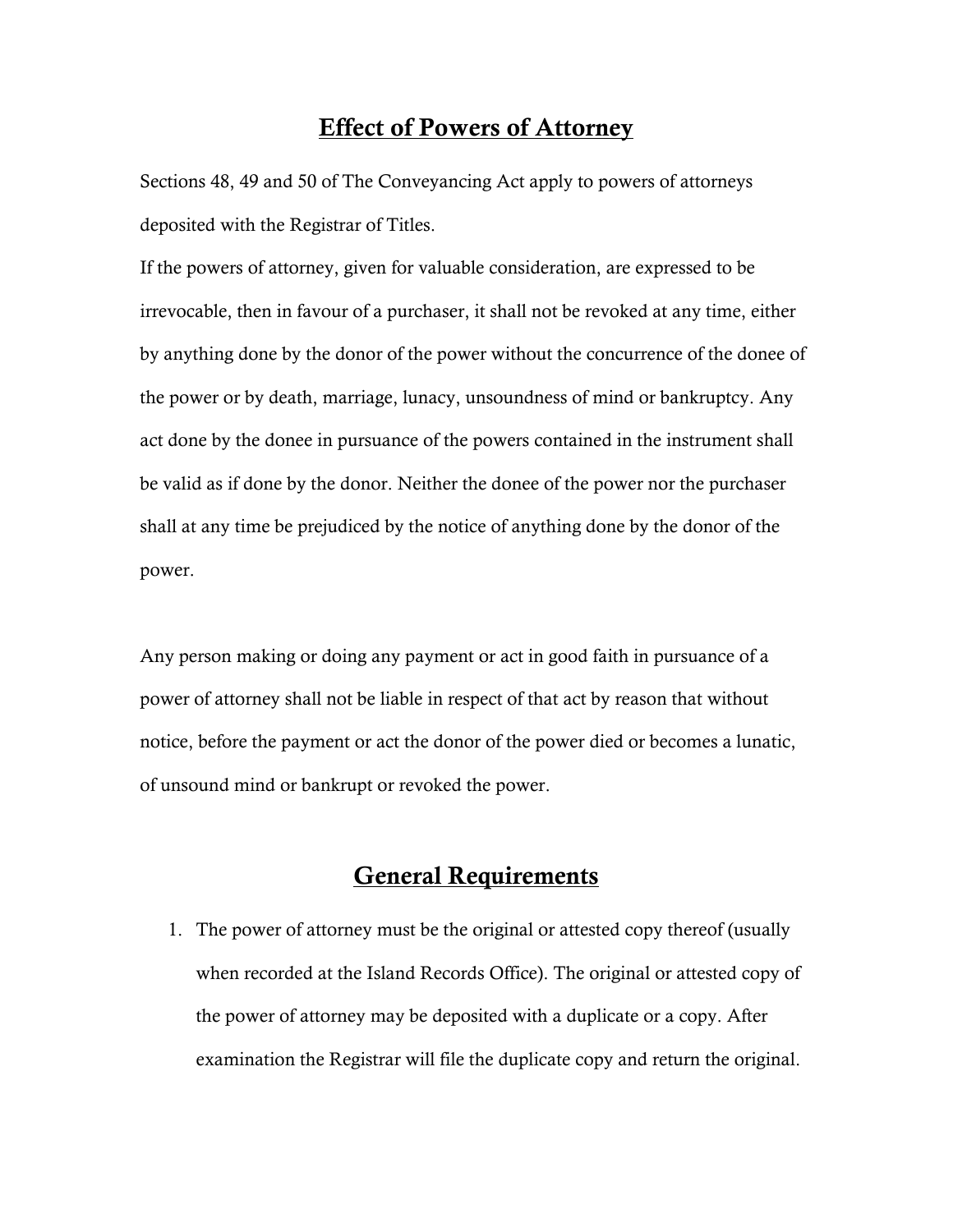## Effect of Powers of Attorney

Sections 48, 49 and 50 of The Conveyancing Act apply to powers of attorneys deposited with the Registrar of Titles.

If the powers of attorney, given for valuable consideration, are expressed to be irrevocable, then in favour of a purchaser, it shall not be revoked at any time, either by anything done by the donor of the power without the concurrence of the donee of the power or by death, marriage, lunacy, unsoundness of mind or bankruptcy. Any act done by the donee in pursuance of the powers contained in the instrument shall be valid as if done by the donor. Neither the donee of the power nor the purchaser shall at any time be prejudiced by the notice of anything done by the donor of the power.

Any person making or doing any payment or act in good faith in pursuance of a power of attorney shall not be liable in respect of that act by reason that without notice, before the payment or act the donor of the power died or becomes a lunatic, of unsound mind or bankrupt or revoked the power.

## General Requirements

1. The power of attorney must be the original or attested copy thereof (usually when recorded at the Island Records Office). The original or attested copy of the power of attorney may be deposited with a duplicate or a copy. After examination the Registrar will file the duplicate copy and return the original.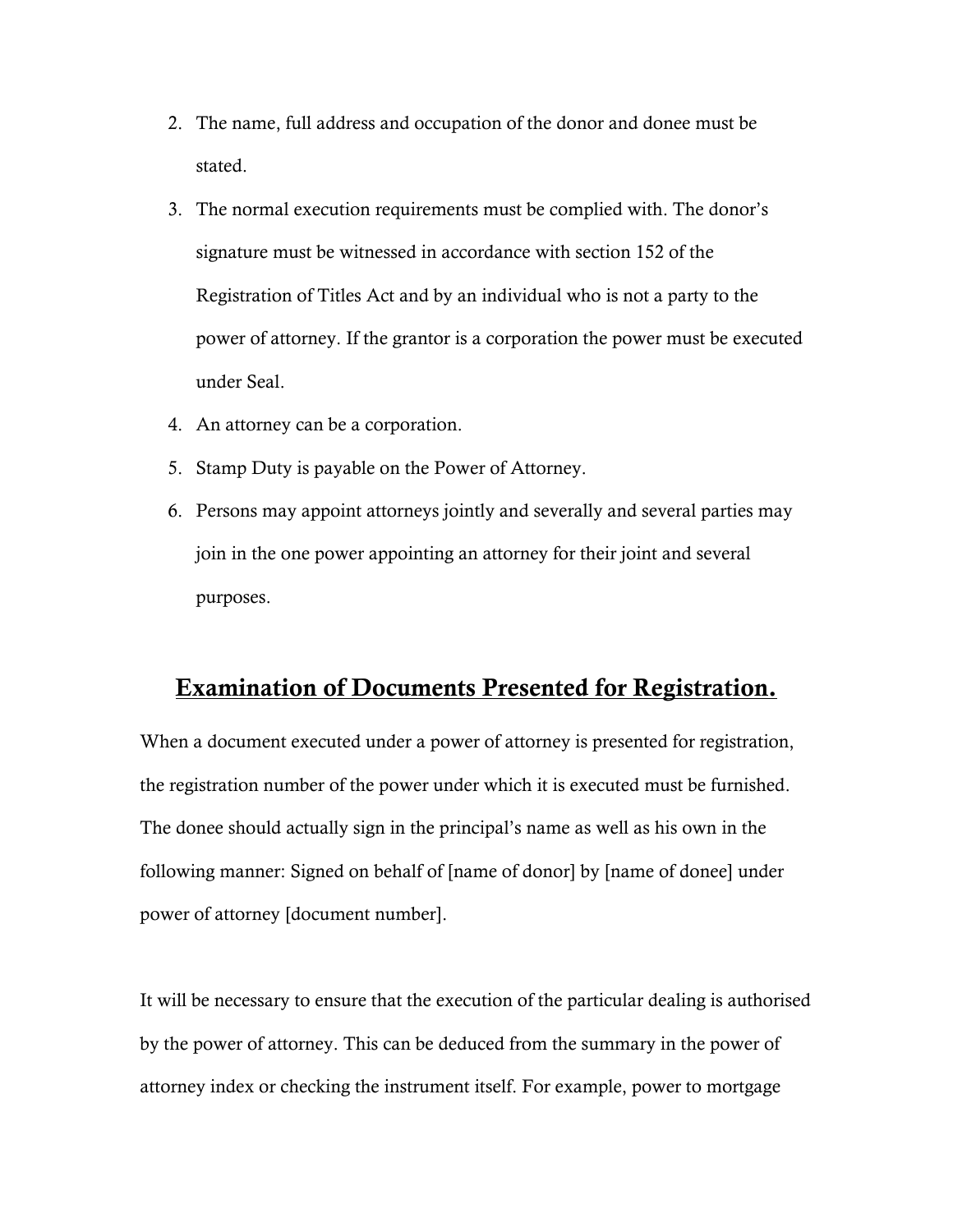2. The name, full address and occupation of the donor and donee must be stated.
3. The normal execution requirements must be complied with. The donor's signature must be witnessed in accordance with section 152 of the Registration of Titles Act and by an individual who is not a party to the power of attorney. If the grantor is a corporation the power must be executed under Seal.
4. An attorney can be a corporation.
5. Stamp Duty is payable on the Power of Attorney.
6. Persons may appoint attorneys jointly and severally and several parties may join in the one power appointing an attorney for their joint and several purposes.

## Examination of Documents Presented for Registration.

When a document executed under a power of attorney is presented for registration, the registration number of the power under which it is executed must be furnished. The donee should actually sign in the principal's name as well as his own in the following manner: Signed on behalf of [name of donor] by [name of donee] under power of attorney [document number].

It will be necessary to ensure that the execution of the particular dealing is authorised by the power of attorney. This can be deduced from the summary in the power of attorney index or checking the instrument itself. For example, power to mortgage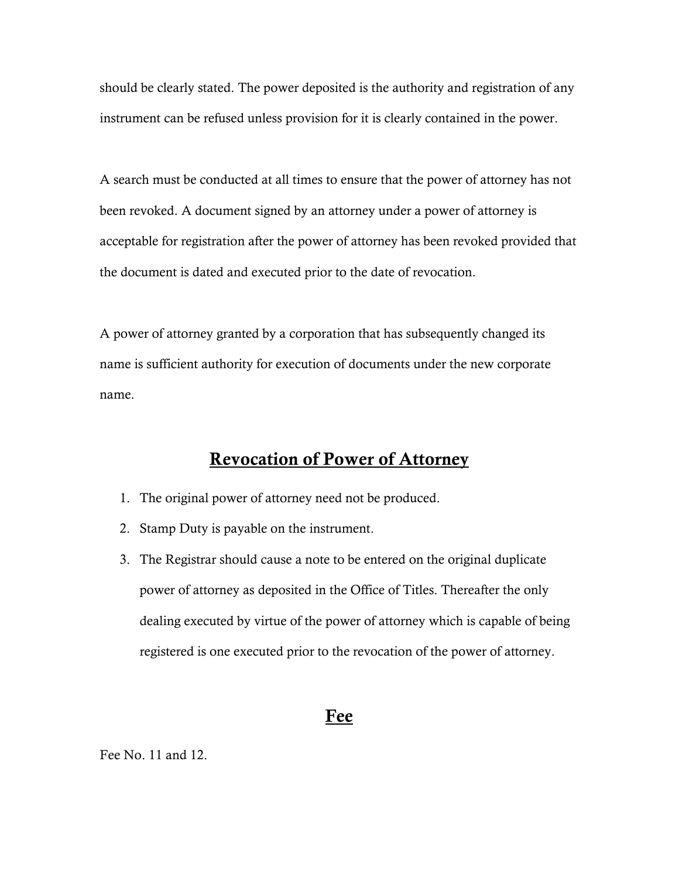should be clearly stated. The power deposited is the authority and registration of any instrument can be refused unless provision for it is clearly contained in the power.

A search must be conducted at all times to ensure that the power of attorney has not been revoked. A document signed by an attorney under a power of attorney is acceptable for registration after the power of attorney has been revoked provided that the document is dated and executed prior to the date of revocation.

A power of attorney granted by a corporation that has subsequently changed its name is sufficient authority for execution of documents under the new corporate name.

## Revocation of Power of Attorney

1. The original power of attorney need not be produced.
2. Stamp Duty is payable on the instrument.
3. The Registrar should cause a note to be entered on the original duplicate power of attorney as deposited in the Office of Titles. Thereafter the only dealing executed by virtue of the power of attorney which is capable of being registered is one executed prior to the revocation of the power of attorney.

## Fee

Fee No. 11 and 12.